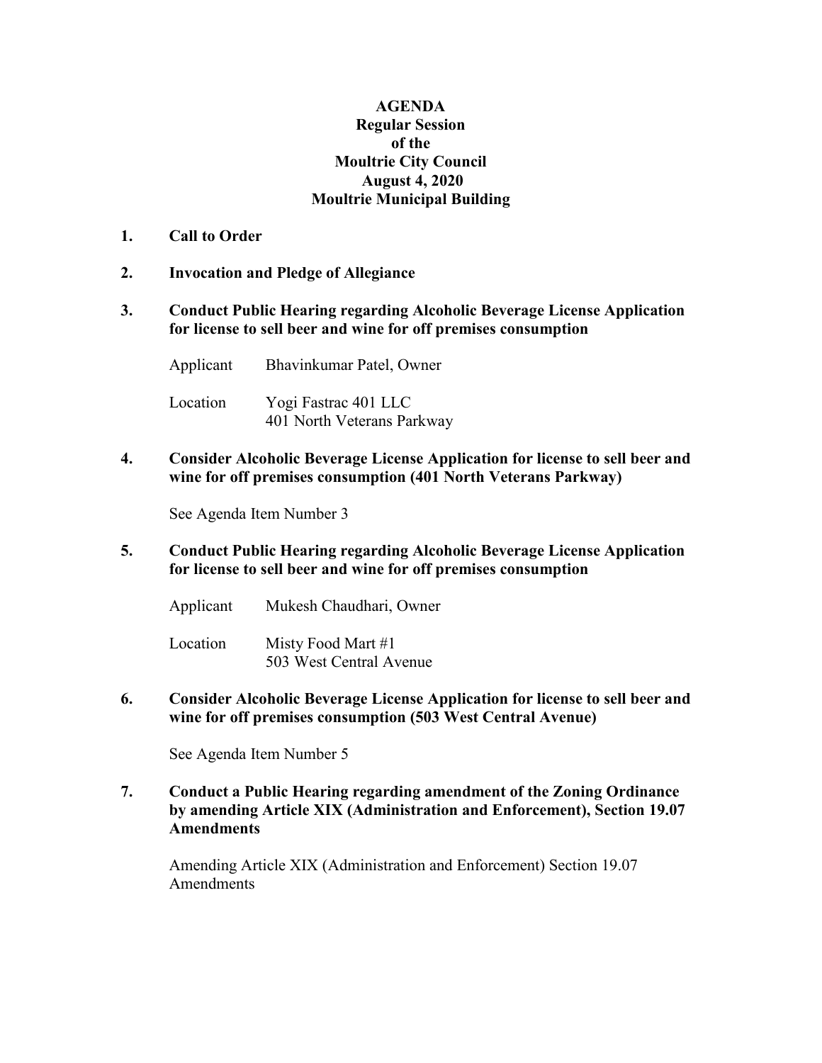**AGENDA**
**Regular Session**
**of the**
**Moultrie City Council**
**August 4, 2020**
**Moultrie Municipal Building**

1. **Call to Order**

2. **Invocation and Pledge of Allegiance**

3. **Conduct Public Hearing regarding Alcoholic Beverage License Application for license to sell beer and wine for off premises consumption**

   Applicant: Bhavinkumar Patel, Owner

   Location: Yogi Fastrac 401 LLC
   401 North Veterans Parkway

4. **Consider Alcoholic Beverage License Application for license to sell beer and wine for off premises consumption (401 North Veterans Parkway)**

   See Agenda Item Number 3

5. **Conduct Public Hearing regarding Alcoholic Beverage License Application for license to sell beer and wine for off premises consumption**

   Applicant: Mukesh Chaudhari, Owner

   Location: Misty Food Mart #1
   503 West Central Avenue

6. **Consider Alcoholic Beverage License Application for license to sell beer and wine for off premises consumption (503 West Central Avenue)**

   See Agenda Item Number 5

7. **Conduct a Public Hearing regarding amendment of the Zoning Ordinance by amending Article XIX (Administration and Enforcement), Section 19.07 Amendments**

   Amending Article XIX (Administration and Enforcement) Section 19.07 Amendments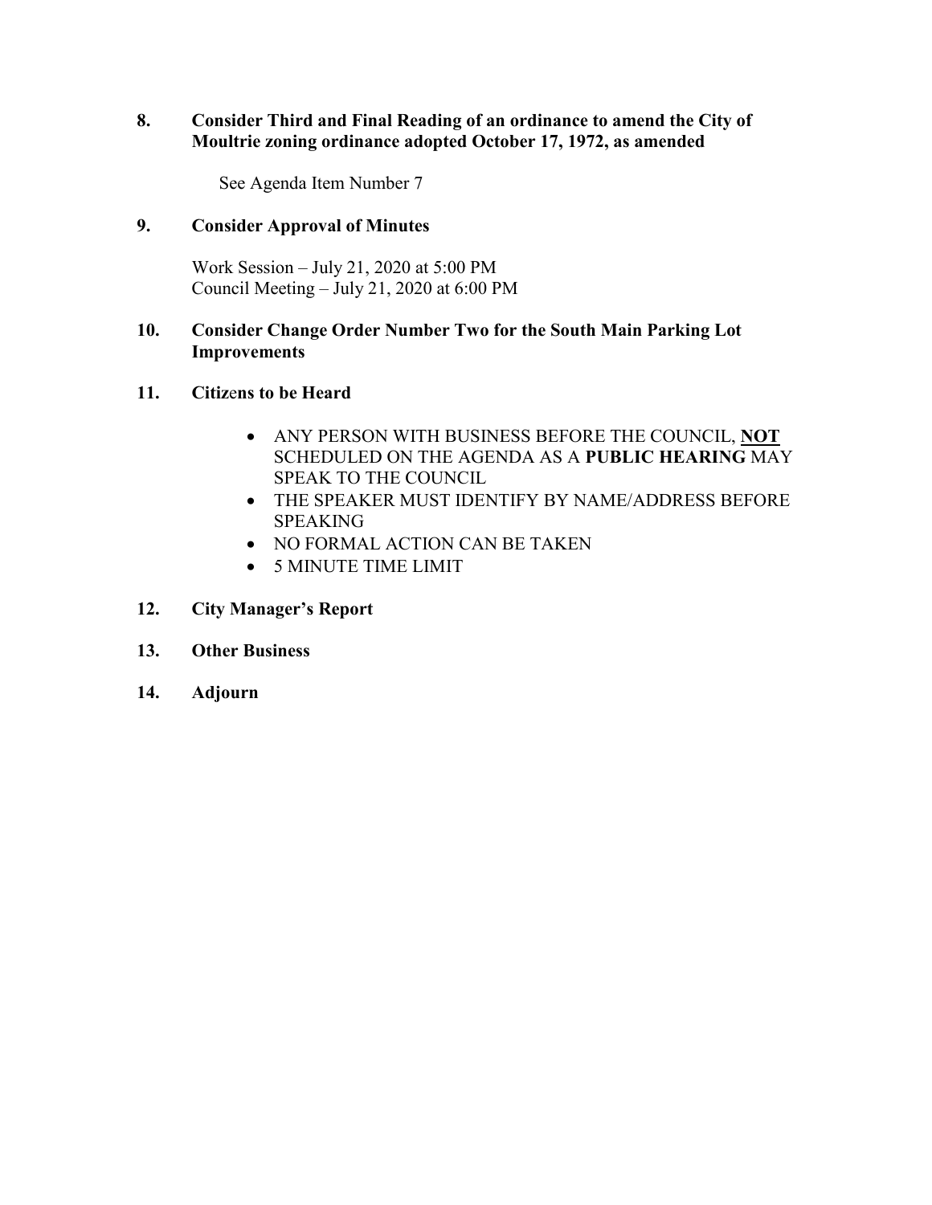**8. Consider Third and Final Reading of an ordinance to amend the City of Moultrie zoning ordinance adopted October 17, 1972, as amended**

See Agenda Item Number 7

**9. Consider Approval of Minutes**

Work Session – July 21, 2020 at 5:00 PM
Council Meeting – July 21, 2020 at 6:00 PM

**10. Consider Change Order Number Two for the South Main Parking Lot Improvements**

**11. Citizens to be Heard**

- ANY PERSON WITH BUSINESS BEFORE THE COUNCIL, **NOT** SCHEDULED ON THE AGENDA AS A **PUBLIC HEARING** MAY SPEAK TO THE COUNCIL
- THE SPEAKER MUST IDENTIFY BY NAME/ADDRESS BEFORE SPEAKING
- NO FORMAL ACTION CAN BE TAKEN
- 5 MINUTE TIME LIMIT

**12. City Manager's Report**

**13. Other Business**

**14. Adjourn**